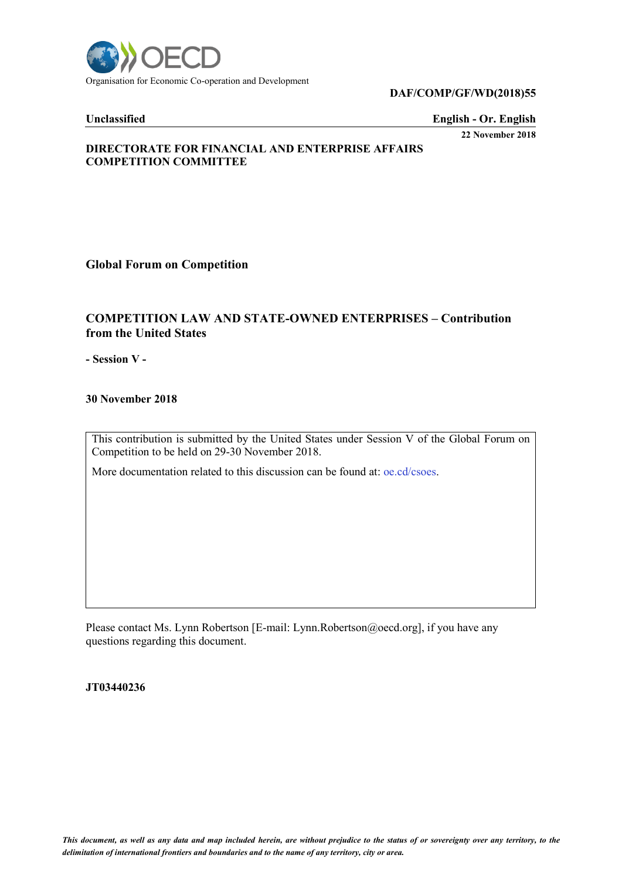Organisation for Economic Co-operation and Development

**DAF/COMP/GF/WD(2018)55**

**Unclassified** — **English - Or. English**

**22 November 2018**

**DIRECTORATE FOR FINANCIAL AND ENTERPRISE AFFAIRS**
**COMPETITION COMMITTEE**

**Global Forum on Competition**

## COMPETITION LAW AND STATE-OWNED ENTERPRISES – Contribution from the United States

**- Session V -**

**30 November 2018**

This contribution is submitted by the United States under Session V of the Global Forum on Competition to be held on 29-30 November 2018.

More documentation related to this discussion can be found at: oe.cd/csoes.

Please contact Ms. Lynn Robertson [E-mail: Lynn.Robertson@oecd.org], if you have any questions regarding this document.

**JT03440236**

*This document, as well as any data and map included herein, are without prejudice to the status of or sovereignty over any territory, to the delimitation of international frontiers and boundaries and to the name of any territory, city or area.*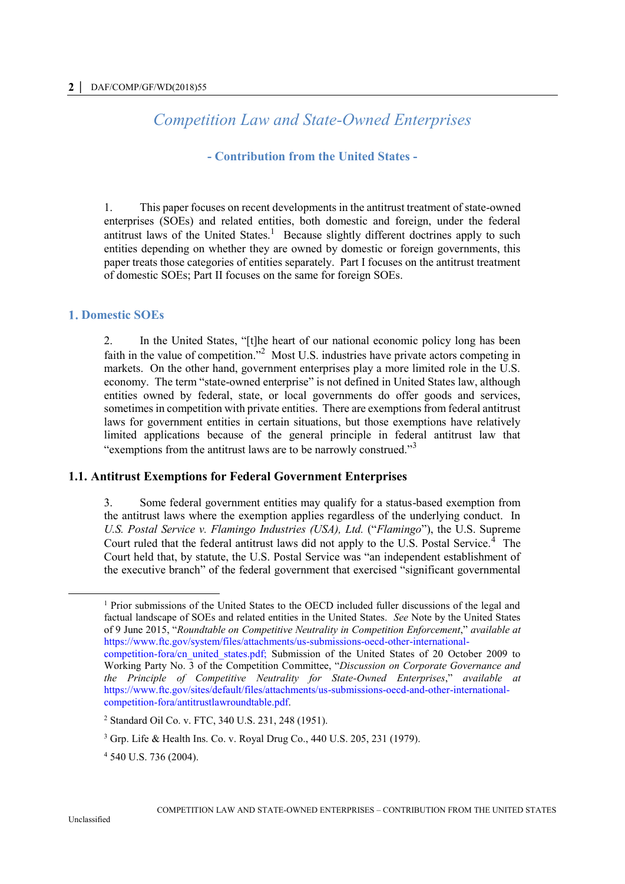# Competition Law and State-Owned Enterprises

**- Contribution from the United States -**

1. This paper focuses on recent developments in the antitrust treatment of state-owned enterprises (SOEs) and related entities, both domestic and foreign, under the federal antitrust laws of the United States.[1] Because slightly different doctrines apply to such entities depending on whether they are owned by domestic or foreign governments, this paper treats those categories of entities separately. Part I focuses on the antitrust treatment of domestic SOEs; Part II focuses on the same for foreign SOEs.

## 1. Domestic SOEs

2. In the United States, "[t]he heart of our national economic policy long has been faith in the value of competition."[2] Most U.S. industries have private actors competing in markets. On the other hand, government enterprises play a more limited role in the U.S. economy. The term "state-owned enterprise" is not defined in United States law, although entities owned by federal, state, or local governments do offer goods and services, sometimes in competition with private entities. There are exemptions from federal antitrust laws for government entities in certain situations, but those exemptions have relatively limited applications because of the general principle in federal antitrust law that "exemptions from the antitrust laws are to be narrowly construed."[3]

### 1.1. Antitrust Exemptions for Federal Government Enterprises

3. Some federal government entities may qualify for a status-based exemption from the antitrust laws where the exemption applies regardless of the underlying conduct. In *U.S. Postal Service v. Flamingo Industries (USA), Ltd.* ("*Flamingo*"), the U.S. Supreme Court ruled that the federal antitrust laws did not apply to the U.S. Postal Service.[4] The Court held that, by statute, the U.S. Postal Service was "an independent establishment of the executive branch" of the federal government that exercised "significant governmental

---

[1] Prior submissions of the United States to the OECD included fuller discussions of the legal and factual landscape of SOEs and related entities in the United States. *See* Note by the United States of 9 June 2015, "*Roundtable on Competitive Neutrality in Competition Enforcement*," *available at* https://www.ftc.gov/system/files/attachments/us-submissions-oecd-other-international-competition-fora/cn_united_states.pdf; Submission of the United States of 20 October 2009 to Working Party No. 3 of the Competition Committee, "*Discussion on Corporate Governance and the Principle of Competitive Neutrality for State-Owned Enterprises*," *available at* https://www.ftc.gov/sites/default/files/attachments/us-submissions-oecd-and-other-international-competition-fora/antitrustlawroundtable.pdf.

[2] Standard Oil Co. v. FTC, 340 U.S. 231, 248 (1951).

[3] Grp. Life & Health Ins. Co. v. Royal Drug Co., 440 U.S. 205, 231 (1979).

[4] 540 U.S. 736 (2004).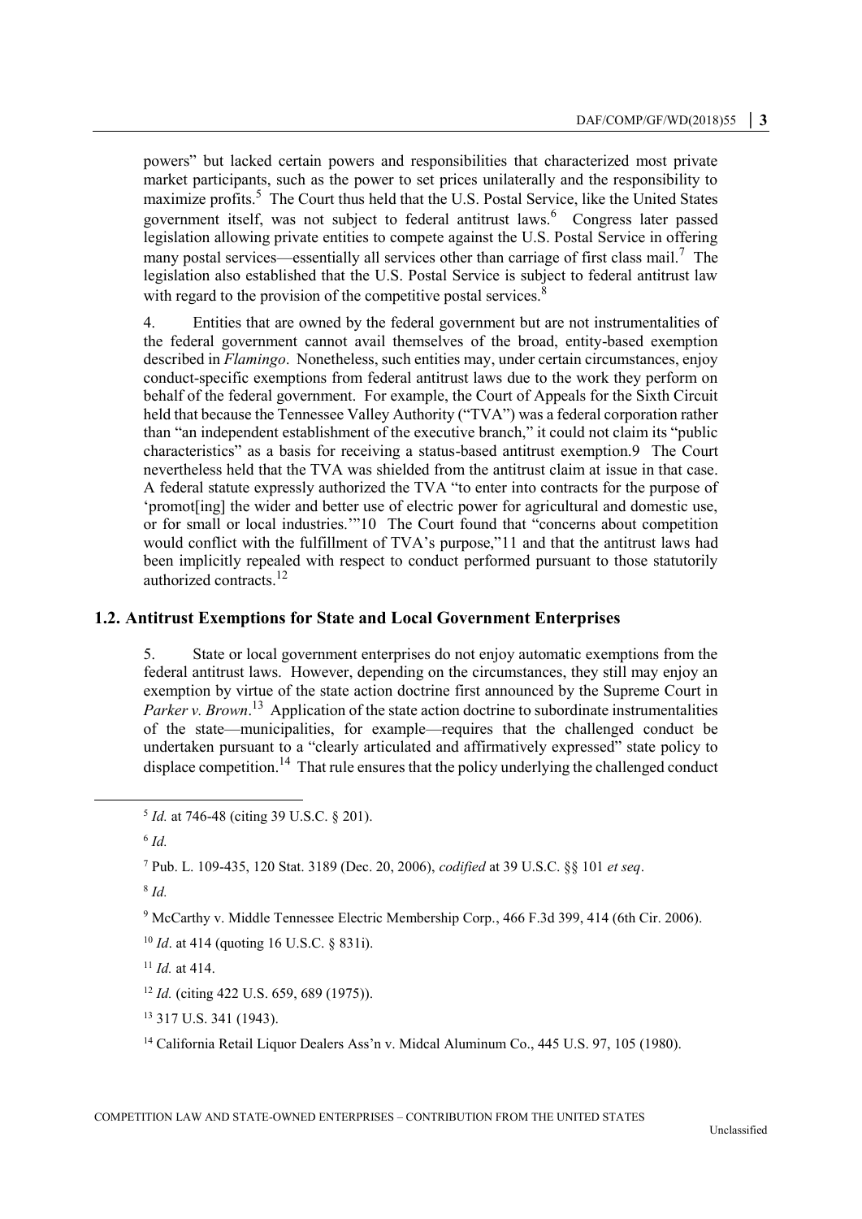powers" but lacked certain powers and responsibilities that characterized most private market participants, such as the power to set prices unilaterally and the responsibility to maximize profits.[5] The Court thus held that the U.S. Postal Service, like the United States government itself, was not subject to federal antitrust laws.[6] Congress later passed legislation allowing private entities to compete against the U.S. Postal Service in offering many postal services—essentially all services other than carriage of first class mail.[7] The legislation also established that the U.S. Postal Service is subject to federal antitrust law with regard to the provision of the competitive postal services.[8]

4. Entities that are owned by the federal government but are not instrumentalities of the federal government cannot avail themselves of the broad, entity-based exemption described in *Flamingo*. Nonetheless, such entities may, under certain circumstances, enjoy conduct-specific exemptions from federal antitrust laws due to the work they perform on behalf of the federal government. For example, the Court of Appeals for the Sixth Circuit held that because the Tennessee Valley Authority ("TVA") was a federal corporation rather than "an independent establishment of the executive branch," it could not claim its "public characteristics" as a basis for receiving a status-based antitrust exemption.9 The Court nevertheless held that the TVA was shielded from the antitrust claim at issue in that case. A federal statute expressly authorized the TVA "to enter into contracts for the purpose of 'promot[ing] the wider and better use of electric power for agricultural and domestic use, or for small or local industries.'"10 The Court found that "concerns about competition would conflict with the fulfillment of TVA's purpose,"11 and that the antitrust laws had been implicitly repealed with respect to conduct performed pursuant to those statutorily authorized contracts.[12]

## 1.2. Antitrust Exemptions for State and Local Government Enterprises

5. State or local government enterprises do not enjoy automatic exemptions from the federal antitrust laws. However, depending on the circumstances, they still may enjoy an exemption by virtue of the state action doctrine first announced by the Supreme Court in *Parker v. Brown*.[13] Application of the state action doctrine to subordinate instrumentalities of the state—municipalities, for example—requires that the challenged conduct be undertaken pursuant to a "clearly articulated and affirmatively expressed" state policy to displace competition.[14] That rule ensures that the policy underlying the challenged conduct

---

[5] *Id.* at 746-48 (citing 39 U.S.C. § 201).

[6] *Id.*

[7] Pub. L. 109-435, 120 Stat. 3189 (Dec. 20, 2006), *codified* at 39 U.S.C. §§ 101 *et seq*.

[8] *Id.*

[9] McCarthy v. Middle Tennessee Electric Membership Corp., 466 F.3d 399, 414 (6th Cir. 2006).

[10] *Id*. at 414 (quoting 16 U.S.C. § 831i).

[11] *Id.* at 414.

[12] *Id.* (citing 422 U.S. 659, 689 (1975)).

[13] 317 U.S. 341 (1943).

[14] California Retail Liquor Dealers Ass'n v. Midcal Aluminum Co., 445 U.S. 97, 105 (1980).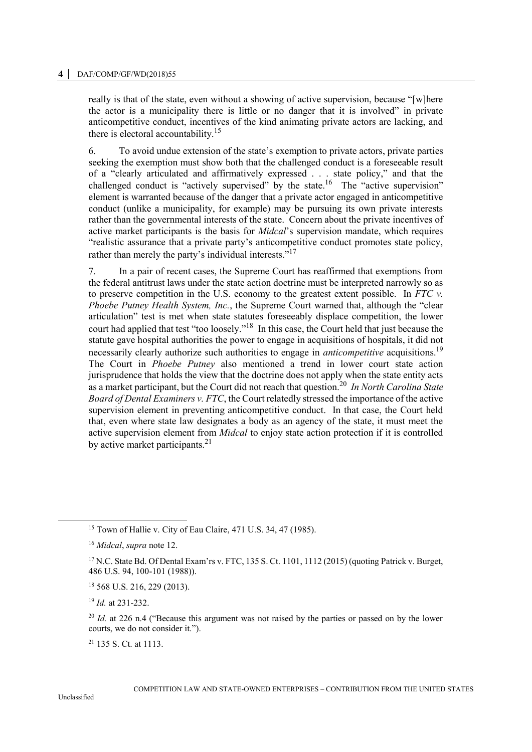really is that of the state, even without a showing of active supervision, because "[w]here the actor is a municipality there is little or no danger that it is involved" in private anticompetitive conduct, incentives of the kind animating private actors are lacking, and there is electoral accountability.[15]

6. To avoid undue extension of the state's exemption to private actors, private parties seeking the exemption must show both that the challenged conduct is a foreseeable result of a "clearly articulated and affirmatively expressed . . . state policy," and that the challenged conduct is "actively supervised" by the state.[16] The "active supervision" element is warranted because of the danger that a private actor engaged in anticompetitive conduct (unlike a municipality, for example) may be pursuing its own private interests rather than the governmental interests of the state. Concern about the private incentives of active market participants is the basis for *Midcal*'s supervision mandate, which requires "realistic assurance that a private party's anticompetitive conduct promotes state policy, rather than merely the party's individual interests."[17]

7. In a pair of recent cases, the Supreme Court has reaffirmed that exemptions from the federal antitrust laws under the state action doctrine must be interpreted narrowly so as to preserve competition in the U.S. economy to the greatest extent possible. In *FTC v. Phoebe Putney Health System, Inc.*, the Supreme Court warned that, although the "clear articulation" test is met when state statutes foreseeably displace competition, the lower court had applied that test "too loosely."[18] In this case, the Court held that just because the statute gave hospital authorities the power to engage in acquisitions of hospitals, it did not necessarily clearly authorize such authorities to engage in *anticompetitive* acquisitions.[19] The Court in *Phoebe Putney* also mentioned a trend in lower court state action jurisprudence that holds the view that the doctrine does not apply when the state entity acts as a market participant, but the Court did not reach that question.[20] *In North Carolina State Board of Dental Examiners v. FTC*, the Court relatedly stressed the importance of the active supervision element in preventing anticompetitive conduct. In that case, the Court held that, even where state law designates a body as an agency of the state, it must meet the active supervision element from *Midcal* to enjoy state action protection if it is controlled by active market participants.[21]

---

[15] Town of Hallie v. City of Eau Claire, 471 U.S. 34, 47 (1985).

[16] *Midcal*, *supra* note 12.

[17] N.C. State Bd. Of Dental Exam'rs v. FTC, 135 S. Ct. 1101, 1112 (2015) (quoting Patrick v. Burget, 486 U.S. 94, 100-101 (1988)).

[18] 568 U.S. 216, 229 (2013).

[19] *Id.* at 231-232.

[20] *Id.* at 226 n.4 ("Because this argument was not raised by the parties or passed on by the lower courts, we do not consider it.").

[21] 135 S. Ct. at 1113.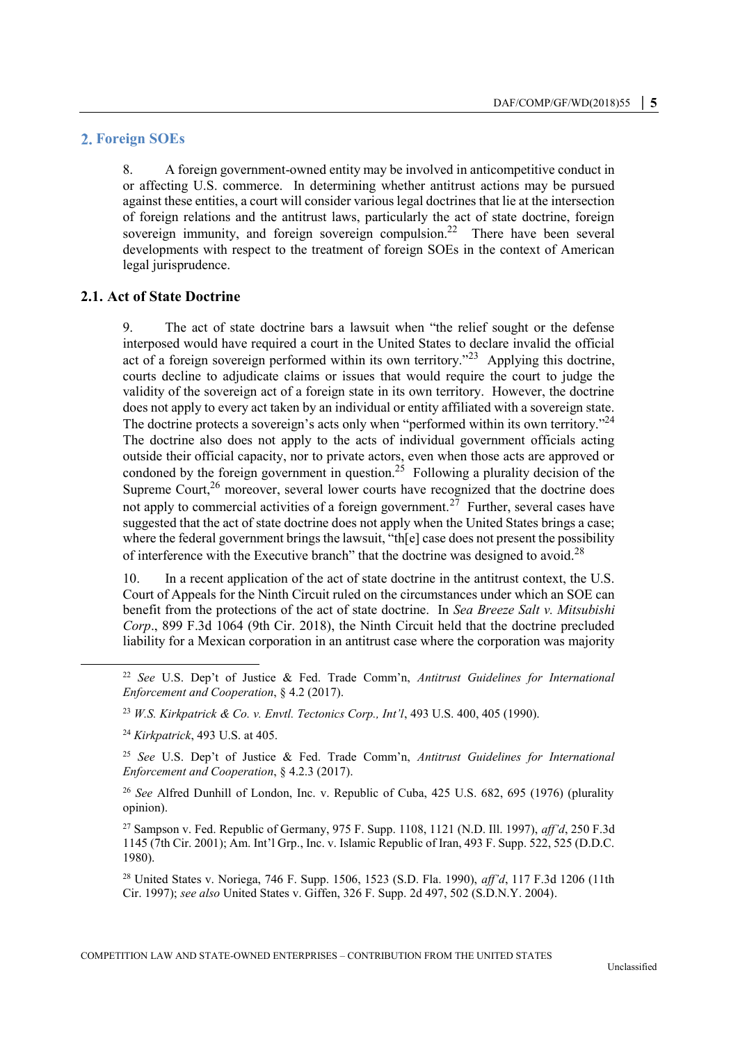## 2. Foreign SOEs

8. A foreign government-owned entity may be involved in anticompetitive conduct in or affecting U.S. commerce. In determining whether antitrust actions may be pursued against these entities, a court will consider various legal doctrines that lie at the intersection of foreign relations and the antitrust laws, particularly the act of state doctrine, foreign sovereign immunity, and foreign sovereign compulsion.[22] There have been several developments with respect to the treatment of foreign SOEs in the context of American legal jurisprudence.

### 2.1. Act of State Doctrine

9. The act of state doctrine bars a lawsuit when "the relief sought or the defense interposed would have required a court in the United States to declare invalid the official act of a foreign sovereign performed within its own territory."[23] Applying this doctrine, courts decline to adjudicate claims or issues that would require the court to judge the validity of the sovereign act of a foreign state in its own territory. However, the doctrine does not apply to every act taken by an individual or entity affiliated with a sovereign state. The doctrine protects a sovereign's acts only when "performed within its own territory."[24] The doctrine also does not apply to the acts of individual government officials acting outside their official capacity, nor to private actors, even when those acts are approved or condoned by the foreign government in question.[25] Following a plurality decision of the Supreme Court,[26] moreover, several lower courts have recognized that the doctrine does not apply to commercial activities of a foreign government.[27] Further, several cases have suggested that the act of state doctrine does not apply when the United States brings a case; where the federal government brings the lawsuit, "th[e] case does not present the possibility of interference with the Executive branch" that the doctrine was designed to avoid.[28]

10. In a recent application of the act of state doctrine in the antitrust context, the U.S. Court of Appeals for the Ninth Circuit ruled on the circumstances under which an SOE can benefit from the protections of the act of state doctrine. In *Sea Breeze Salt v. Mitsubishi Corp*., 899 F.3d 1064 (9th Cir. 2018), the Ninth Circuit held that the doctrine precluded liability for a Mexican corporation in an antitrust case where the corporation was majority

---

[22] *See* U.S. Dep't of Justice & Fed. Trade Comm'n, *Antitrust Guidelines for International Enforcement and Cooperation*, § 4.2 (2017).

[23] *W.S. Kirkpatrick & Co. v. Envtl. Tectonics Corp., Int'l*, 493 U.S. 400, 405 (1990).

[24] *Kirkpatrick*, 493 U.S. at 405.

[25] *See* U.S. Dep't of Justice & Fed. Trade Comm'n, *Antitrust Guidelines for International Enforcement and Cooperation*, § 4.2.3 (2017).

[26] *See* Alfred Dunhill of London, Inc. v. Republic of Cuba, 425 U.S. 682, 695 (1976) (plurality opinion).

[27] Sampson v. Fed. Republic of Germany, 975 F. Supp. 1108, 1121 (N.D. Ill. 1997), *aff'd*, 250 F.3d 1145 (7th Cir. 2001); Am. Int'l Grp., Inc. v. Islamic Republic of Iran, 493 F. Supp. 522, 525 (D.D.C. 1980).

[28] United States v. Noriega, 746 F. Supp. 1506, 1523 (S.D. Fla. 1990), *aff'd*, 117 F.3d 1206 (11th Cir. 1997); *see also* United States v. Giffen, 326 F. Supp. 2d 497, 502 (S.D.N.Y. 2004).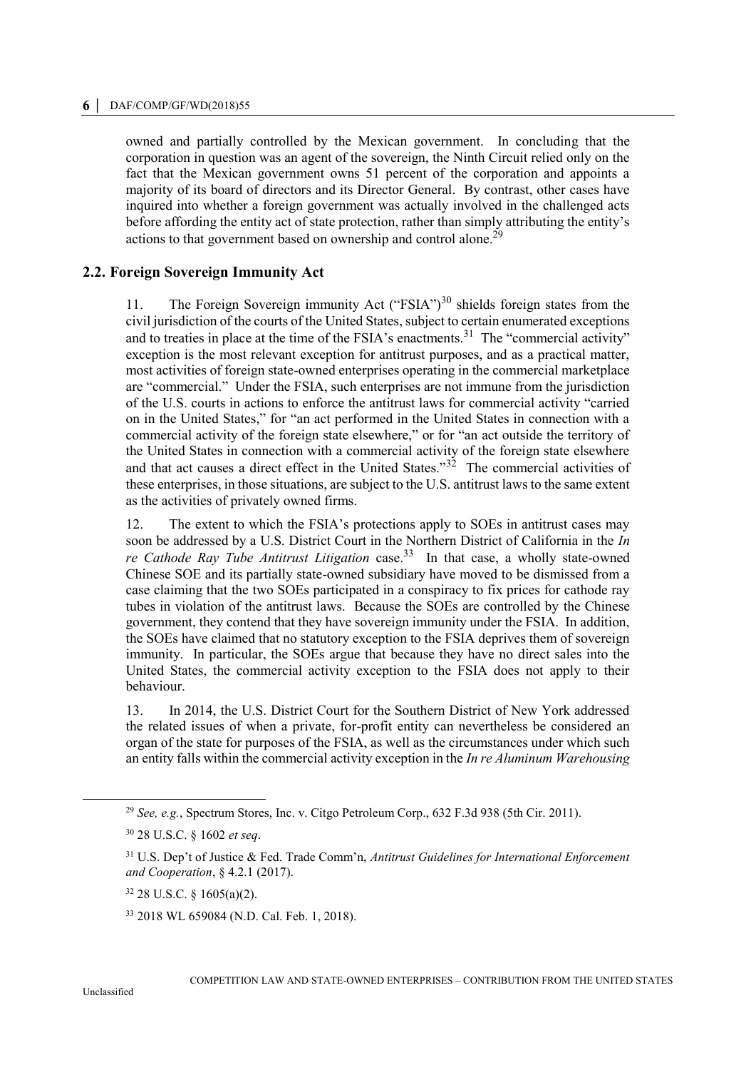owned and partially controlled by the Mexican government. In concluding that the corporation in question was an agent of the sovereign, the Ninth Circuit relied only on the fact that the Mexican government owns 51 percent of the corporation and appoints a majority of its board of directors and its Director General. By contrast, other cases have inquired into whether a foreign government was actually involved in the challenged acts before affording the entity act of state protection, rather than simply attributing the entity's actions to that government based on ownership and control alone.[29]

## 2.2. Foreign Sovereign Immunity Act

11. The Foreign Sovereign immunity Act ("FSIA")[30] shields foreign states from the civil jurisdiction of the courts of the United States, subject to certain enumerated exceptions and to treaties in place at the time of the FSIA's enactments.[31] The "commercial activity" exception is the most relevant exception for antitrust purposes, and as a practical matter, most activities of foreign state-owned enterprises operating in the commercial marketplace are "commercial." Under the FSIA, such enterprises are not immune from the jurisdiction of the U.S. courts in actions to enforce the antitrust laws for commercial activity "carried on in the United States," for "an act performed in the United States in connection with a commercial activity of the foreign state elsewhere," or for "an act outside the territory of the United States in connection with a commercial activity of the foreign state elsewhere and that act causes a direct effect in the United States."[32] The commercial activities of these enterprises, in those situations, are subject to the U.S. antitrust laws to the same extent as the activities of privately owned firms.

12. The extent to which the FSIA's protections apply to SOEs in antitrust cases may soon be addressed by a U.S. District Court in the Northern District of California in the *In re Cathode Ray Tube Antitrust Litigation* case.[33] In that case, a wholly state-owned Chinese SOE and its partially state-owned subsidiary have moved to be dismissed from a case claiming that the two SOEs participated in a conspiracy to fix prices for cathode ray tubes in violation of the antitrust laws. Because the SOEs are controlled by the Chinese government, they contend that they have sovereign immunity under the FSIA. In addition, the SOEs have claimed that no statutory exception to the FSIA deprives them of sovereign immunity. In particular, the SOEs argue that because they have no direct sales into the United States, the commercial activity exception to the FSIA does not apply to their behaviour.

13. In 2014, the U.S. District Court for the Southern District of New York addressed the related issues of when a private, for-profit entity can nevertheless be considered an organ of the state for purposes of the FSIA, as well as the circumstances under which such an entity falls within the commercial activity exception in the *In re Aluminum Warehousing*

---

[29] *See, e.g.*, Spectrum Stores, Inc. v. Citgo Petroleum Corp., 632 F.3d 938 (5th Cir. 2011).

[30] 28 U.S.C. § 1602 *et seq*.

[31] U.S. Dep't of Justice & Fed. Trade Comm'n, *Antitrust Guidelines for International Enforcement and Cooperation*, § 4.2.1 (2017).

[32] 28 U.S.C. § 1605(a)(2).

[33] 2018 WL 659084 (N.D. Cal. Feb. 1, 2018).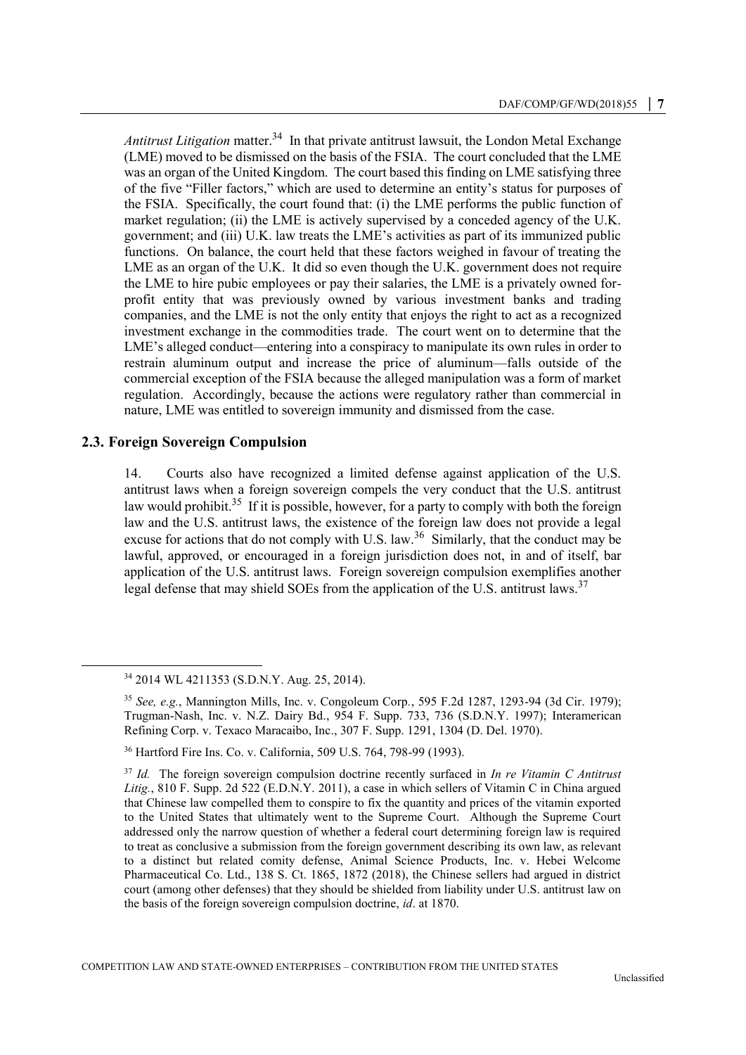*Antitrust Litigation* matter.[34] In that private antitrust lawsuit, the London Metal Exchange (LME) moved to be dismissed on the basis of the FSIA. The court concluded that the LME was an organ of the United Kingdom. The court based this finding on LME satisfying three of the five "Filler factors," which are used to determine an entity's status for purposes of the FSIA. Specifically, the court found that: (i) the LME performs the public function of market regulation; (ii) the LME is actively supervised by a conceded agency of the U.K. government; and (iii) U.K. law treats the LME's activities as part of its immunized public functions. On balance, the court held that these factors weighed in favour of treating the LME as an organ of the U.K. It did so even though the U.K. government does not require the LME to hire pubic employees or pay their salaries, the LME is a privately owned for-profit entity that was previously owned by various investment banks and trading companies, and the LME is not the only entity that enjoys the right to act as a recognized investment exchange in the commodities trade. The court went on to determine that the LME's alleged conduct—entering into a conspiracy to manipulate its own rules in order to restrain aluminum output and increase the price of aluminum—falls outside of the commercial exception of the FSIA because the alleged manipulation was a form of market regulation. Accordingly, because the actions were regulatory rather than commercial in nature, LME was entitled to sovereign immunity and dismissed from the case.

## 2.3. Foreign Sovereign Compulsion

14. Courts also have recognized a limited defense against application of the U.S. antitrust laws when a foreign sovereign compels the very conduct that the U.S. antitrust law would prohibit.[35] If it is possible, however, for a party to comply with both the foreign law and the U.S. antitrust laws, the existence of the foreign law does not provide a legal excuse for actions that do not comply with U.S. law.[36] Similarly, that the conduct may be lawful, approved, or encouraged in a foreign jurisdiction does not, in and of itself, bar application of the U.S. antitrust laws. Foreign sovereign compulsion exemplifies another legal defense that may shield SOEs from the application of the U.S. antitrust laws.[37]

---

[34] 2014 WL 4211353 (S.D.N.Y. Aug. 25, 2014).

[35] *See, e.g.*, Mannington Mills, Inc. v. Congoleum Corp., 595 F.2d 1287, 1293-94 (3d Cir. 1979); Trugman-Nash, Inc. v. N.Z. Dairy Bd., 954 F. Supp. 733, 736 (S.D.N.Y. 1997); Interamerican Refining Corp. v. Texaco Maracaibo, Inc., 307 F. Supp. 1291, 1304 (D. Del. 1970).

[36] Hartford Fire Ins. Co. v. California, 509 U.S. 764, 798-99 (1993).

[37] *Id.* The foreign sovereign compulsion doctrine recently surfaced in *In re Vitamin C Antitrust Litig.*, 810 F. Supp. 2d 522 (E.D.N.Y. 2011), a case in which sellers of Vitamin C in China argued that Chinese law compelled them to conspire to fix the quantity and prices of the vitamin exported to the United States that ultimately went to the Supreme Court. Although the Supreme Court addressed only the narrow question of whether a federal court determining foreign law is required to treat as conclusive a submission from the foreign government describing its own law, as relevant to a distinct but related comity defense, Animal Science Products, Inc. v. Hebei Welcome Pharmaceutical Co. Ltd., 138 S. Ct. 1865, 1872 (2018), the Chinese sellers had argued in district court (among other defenses) that they should be shielded from liability under U.S. antitrust law on the basis of the foreign sovereign compulsion doctrine, *id*. at 1870.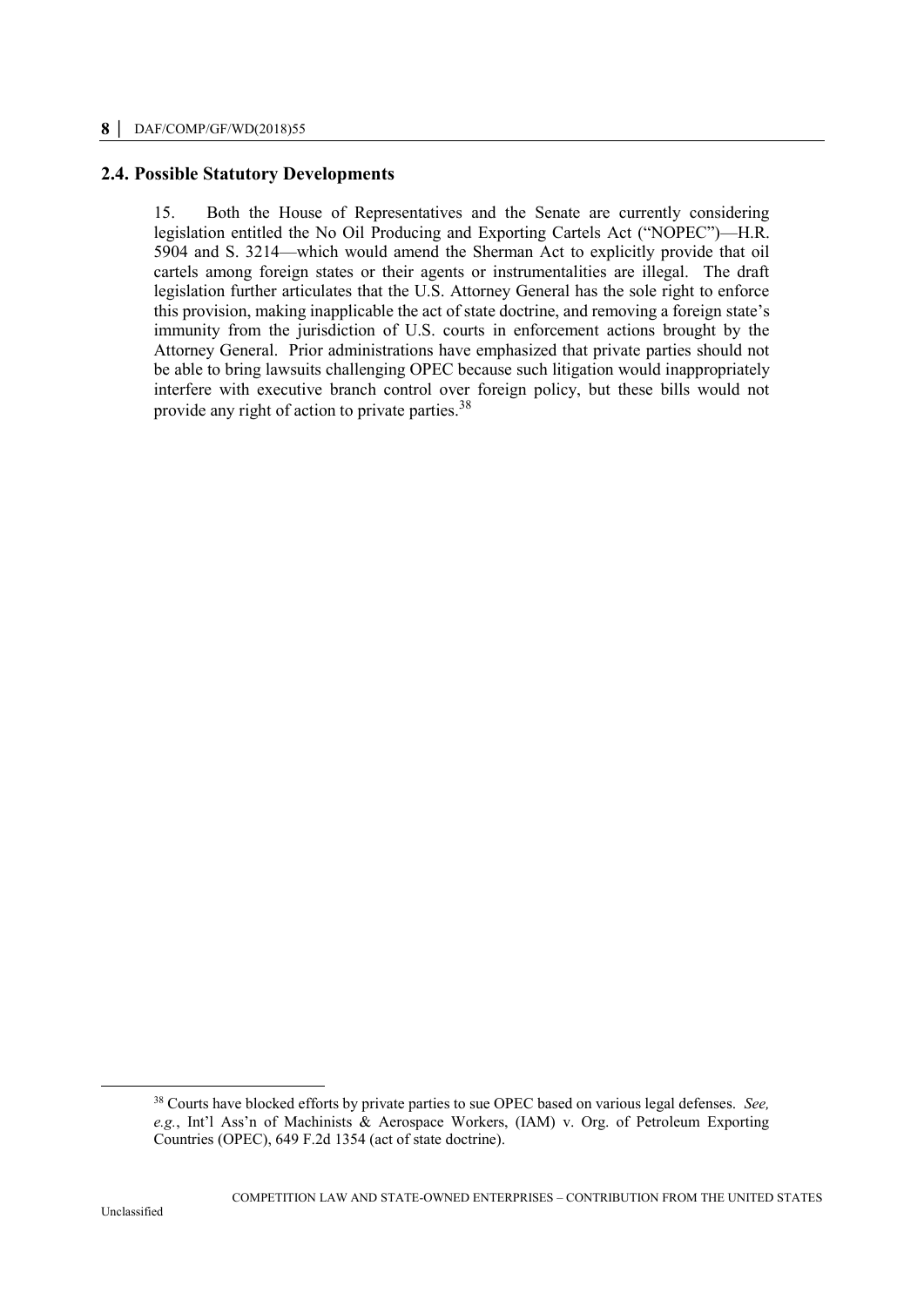## 2.4. Possible Statutory Developments

15. Both the House of Representatives and the Senate are currently considering legislation entitled the No Oil Producing and Exporting Cartels Act ("NOPEC")—H.R. 5904 and S. 3214—which would amend the Sherman Act to explicitly provide that oil cartels among foreign states or their agents or instrumentalities are illegal. The draft legislation further articulates that the U.S. Attorney General has the sole right to enforce this provision, making inapplicable the act of state doctrine, and removing a foreign state's immunity from the jurisdiction of U.S. courts in enforcement actions brought by the Attorney General. Prior administrations have emphasized that private parties should not be able to bring lawsuits challenging OPEC because such litigation would inappropriately interfere with executive branch control over foreign policy, but these bills would not provide any right of action to private parties.[38]

[38] Courts have blocked efforts by private parties to sue OPEC based on various legal defenses. *See, e.g.*, Int'l Ass'n of Machinists & Aerospace Workers, (IAM) v. Org. of Petroleum Exporting Countries (OPEC), 649 F.2d 1354 (act of state doctrine).